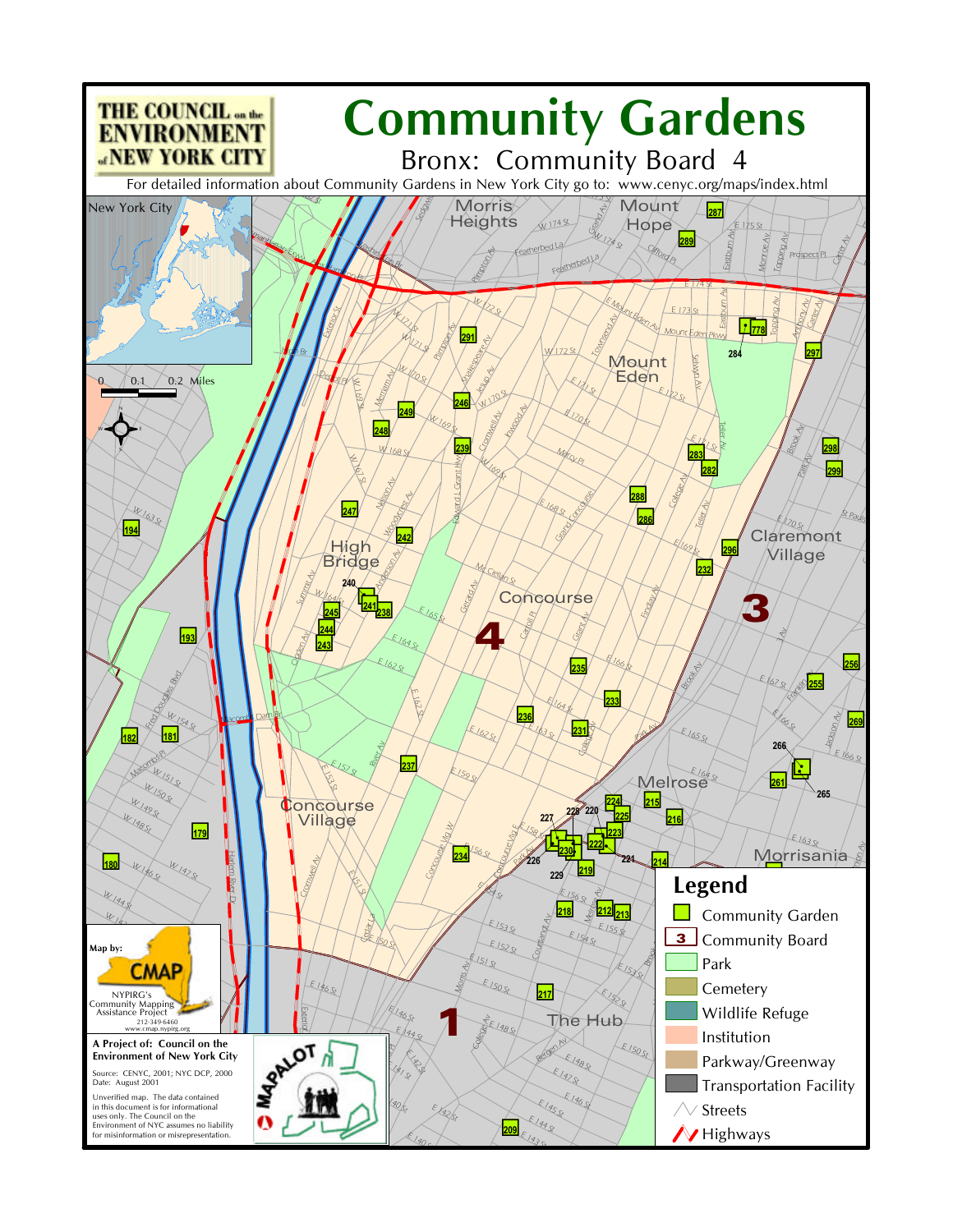# Community Gardens

## Bronx: Community Board 4

For detailed information about Community Gardens in New York City go to: www.cenyc.org/maps/index.html

THE COUNCIL on the ENVIRONMENT of NEW YORK CITY

**Legend**

- Community Garden
- Community Board
- Park
- Cemetery
- Wildlife Refuge
- Institution
- Parkway/Greenway
- Transportation Facility
- Streets
- Highways

Map by: CMAP — NYPIRG's Community Mapping Assistance Project, 212-349-6460, www.cmap.nypirg.org

**A Project of: Council on the Environment of New York City**

Source: CENYC, 2001; NYC DCP, 2000
Date: August 2001

Unverified map. The data contained in this document is for informational uses only. The Council on the Environment of NYC assumes no liability for misinformation or misrepresentation.

MAPALOT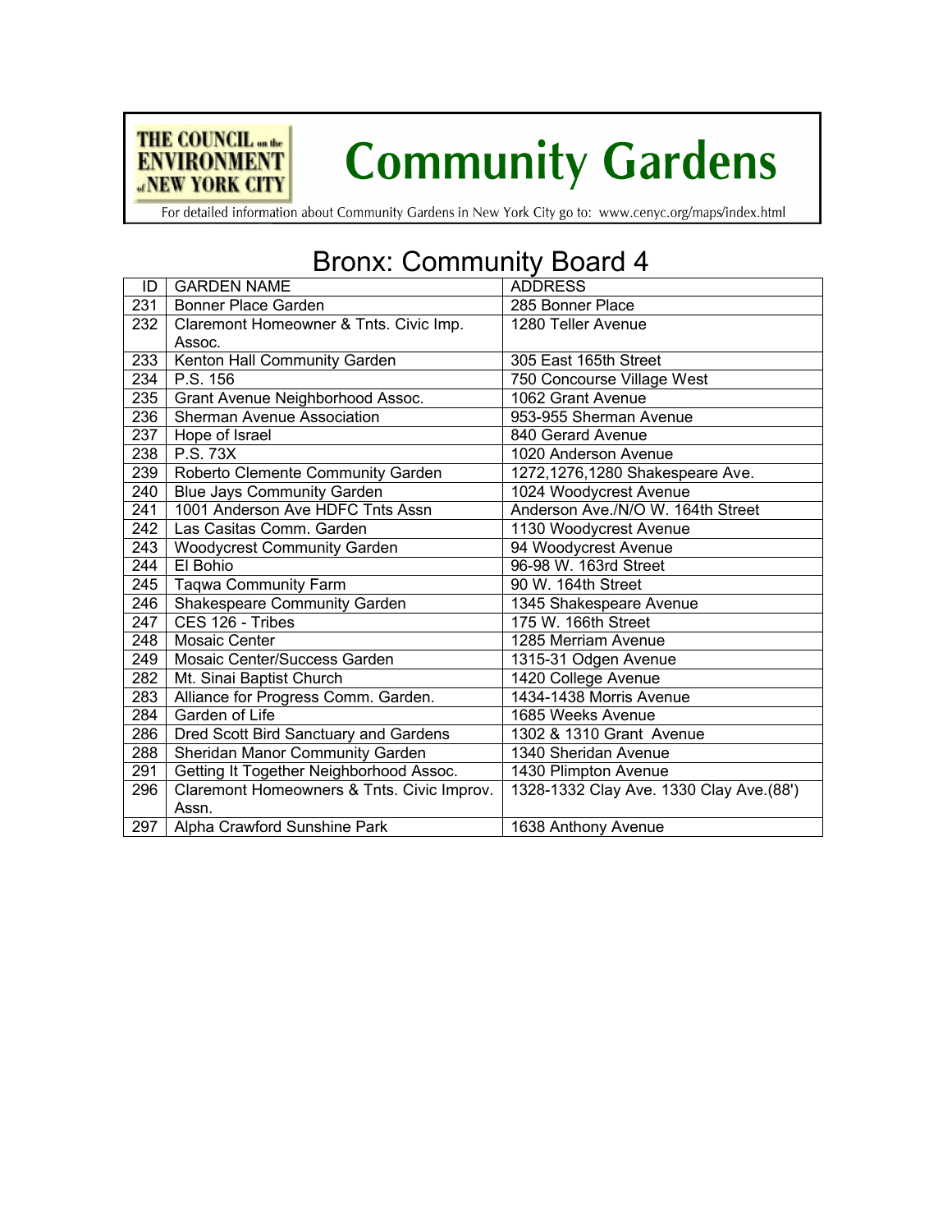THE COUNCIL on the ENVIRONMENT of NEW YORK CITY

# Community Gardens

For detailed information about Community Gardens in New York City go to: www.cenyc.org/maps/index.html

## Bronx: Community Board 4

| ID | GARDEN NAME | ADDRESS |
|---|---|---|
| 231 | Bonner Place Garden | 285 Bonner Place |
| 232 | Claremont Homeowner & Tnts. Civic Imp. Assoc. | 1280 Teller Avenue |
| 233 | Kenton Hall Community Garden | 305 East 165th Street |
| 234 | P.S. 156 | 750 Concourse Village West |
| 235 | Grant Avenue Neighborhood Assoc. | 1062 Grant Avenue |
| 236 | Sherman Avenue Association | 953-955 Sherman Avenue |
| 237 | Hope of Israel | 840 Gerard Avenue |
| 238 | P.S. 73X | 1020 Anderson Avenue |
| 239 | Roberto Clemente Community Garden | 1272,1276,1280 Shakespeare Ave. |
| 240 | Blue Jays Community Garden | 1024 Woodycrest Avenue |
| 241 | 1001 Anderson Ave HDFC Tnts Assn | Anderson Ave./N/O W. 164th Street |
| 242 | Las Casitas Comm. Garden | 1130 Woodycrest Avenue |
| 243 | Woodycrest Community Garden | 94 Woodycrest Avenue |
| 244 | El Bohio | 96-98 W. 163rd Street |
| 245 | Taqwa Community Farm | 90 W. 164th Street |
| 246 | Shakespeare Community Garden | 1345 Shakespeare Avenue |
| 247 | CES 126 - Tribes | 175 W. 166th Street |
| 248 | Mosaic Center | 1285 Merriam Avenue |
| 249 | Mosaic Center/Success Garden | 1315-31 Odgen Avenue |
| 282 | Mt. Sinai Baptist Church | 1420 College Avenue |
| 283 | Alliance for Progress Comm. Garden. | 1434-1438 Morris Avenue |
| 284 | Garden of Life | 1685 Weeks Avenue |
| 286 | Dred Scott Bird Sanctuary and Gardens | 1302 & 1310 Grant Avenue |
| 288 | Sheridan Manor Community Garden | 1340 Sheridan Avenue |
| 291 | Getting It Together Neighborhood Assoc. | 1430 Plimpton Avenue |
| 296 | Claremont Homeowners & Tnts. Civic Improv. Assn. | 1328-1332 Clay Ave. 1330 Clay Ave.(88') |
| 297 | Alpha Crawford Sunshine Park | 1638 Anthony Avenue |